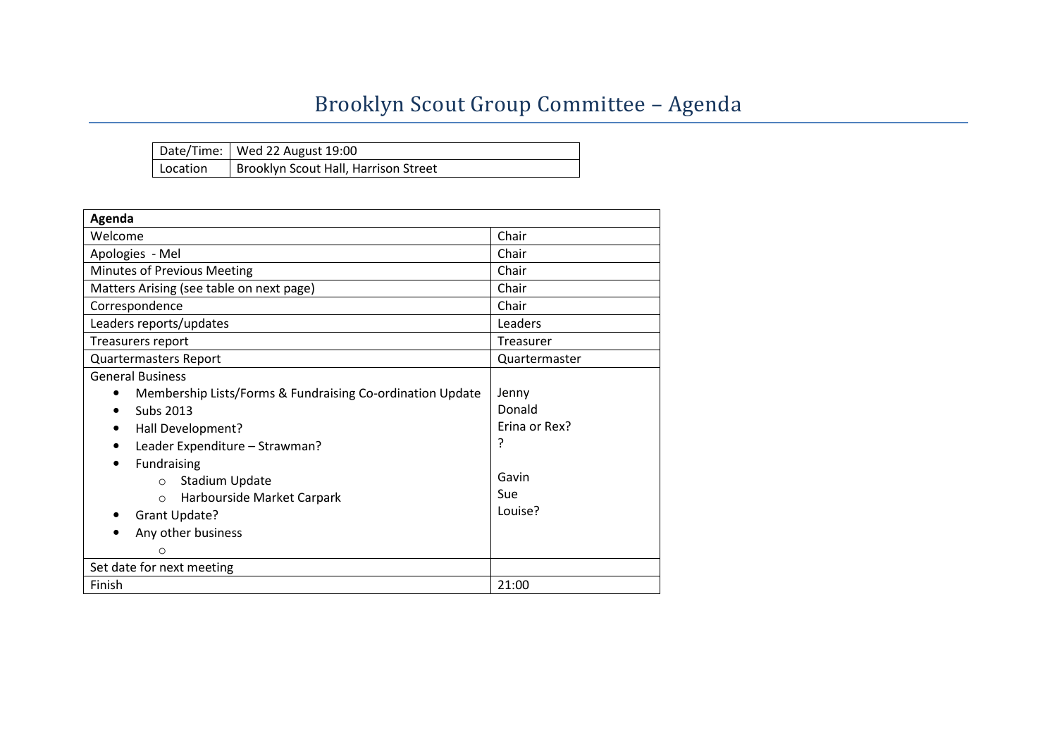# Brooklyn Scout Group Committee – Agenda

| Date/Time: | Wed 22 August 19:00 |
|---|---|
| Location | Brooklyn Scout Hall, Harrison Street |

| **Agenda** | |
|---|---|
| Welcome | Chair |
| Apologies - Mel | Chair |
| Minutes of Previous Meeting | Chair |
| Matters Arising (see table on next page) | Chair |
| Correspondence | Chair |
| Leaders reports/updates | Leaders |
| Treasurers report | Treasurer |
| Quartermasters Report | Quartermaster |
| General Business<br>• Membership Lists/Forms & Fundraising Co-ordination Update<br>• Subs 2013<br>• Hall Development?<br>• Leader Expenditure – Strawman?<br>• Fundraising<br>&nbsp;&nbsp;&nbsp;&nbsp;○ Stadium Update<br>&nbsp;&nbsp;&nbsp;&nbsp;○ Harbourside Market Carpark<br>• Grant Update?<br>• Any other business<br>&nbsp;&nbsp;&nbsp;&nbsp;○ | <br>Jenny<br>Donald<br>Erina or Rex?<br>?<br><br>Gavin<br>Sue<br>Louise? |
| Set date for next meeting | |
| Finish | 21:00 |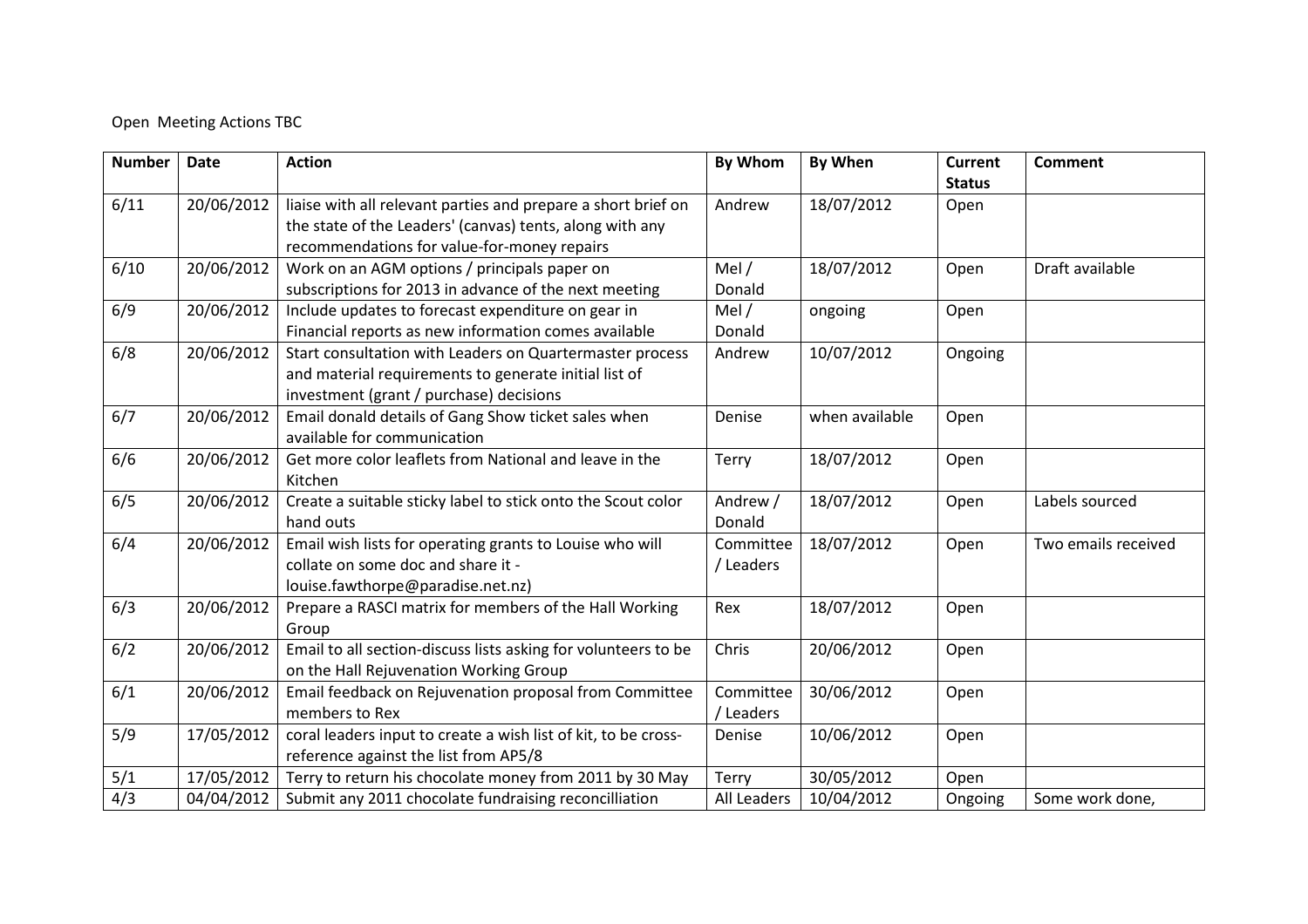Open Meeting Actions TBC

| Number | Date | Action | By Whom | By When | Current Status | Comment |
|---|---|---|---|---|---|---|
| 6/11 | 20/06/2012 | liaise with all relevant parties and prepare a short brief on the state of the Leaders' (canvas) tents, along with any recommendations for value-for-money repairs | Andrew | 18/07/2012 | Open | |
| 6/10 | 20/06/2012 | Work on an AGM options / principals paper on subscriptions for 2013 in advance of the next meeting | Mel / Donald | 18/07/2012 | Open | Draft available |
| 6/9 | 20/06/2012 | Include updates to forecast expenditure on gear in Financial reports as new information comes available | Mel / Donald | ongoing | Open | |
| 6/8 | 20/06/2012 | Start consultation with Leaders on Quartermaster process and material requirements to generate initial list of investment (grant / purchase) decisions | Andrew | 10/07/2012 | Ongoing | |
| 6/7 | 20/06/2012 | Email donald details of Gang Show ticket sales when available for communication | Denise | when available | Open | |
| 6/6 | 20/06/2012 | Get more color leaflets from National and leave in the Kitchen | Terry | 18/07/2012 | Open | |
| 6/5 | 20/06/2012 | Create a suitable sticky label to stick onto the Scout color hand outs | Andrew / Donald | 18/07/2012 | Open | Labels sourced |
| 6/4 | 20/06/2012 | Email wish lists for operating grants to Louise who will collate on some doc and share it - louise.fawthorpe@paradise.net.nz) | Committee / Leaders | 18/07/2012 | Open | Two emails received |
| 6/3 | 20/06/2012 | Prepare a RASCI matrix for members of the Hall Working Group | Rex | 18/07/2012 | Open | |
| 6/2 | 20/06/2012 | Email to all section-discuss lists asking for volunteers to be on the Hall Rejuvenation Working Group | Chris | 20/06/2012 | Open | |
| 6/1 | 20/06/2012 | Email feedback on Rejuvenation proposal from Committee members to Rex | Committee / Leaders | 30/06/2012 | Open | |
| 5/9 | 17/05/2012 | coral leaders input to create a wish list of kit, to be cross-reference against the list from AP5/8 | Denise | 10/06/2012 | Open | |
| 5/1 | 17/05/2012 | Terry to return his chocolate money from 2011 by 30 May | Terry | 30/05/2012 | Open | |
| 4/3 | 04/04/2012 | Submit any 2011 chocolate fundraising reconcilliation | All Leaders | 10/04/2012 | Ongoing | Some work done, |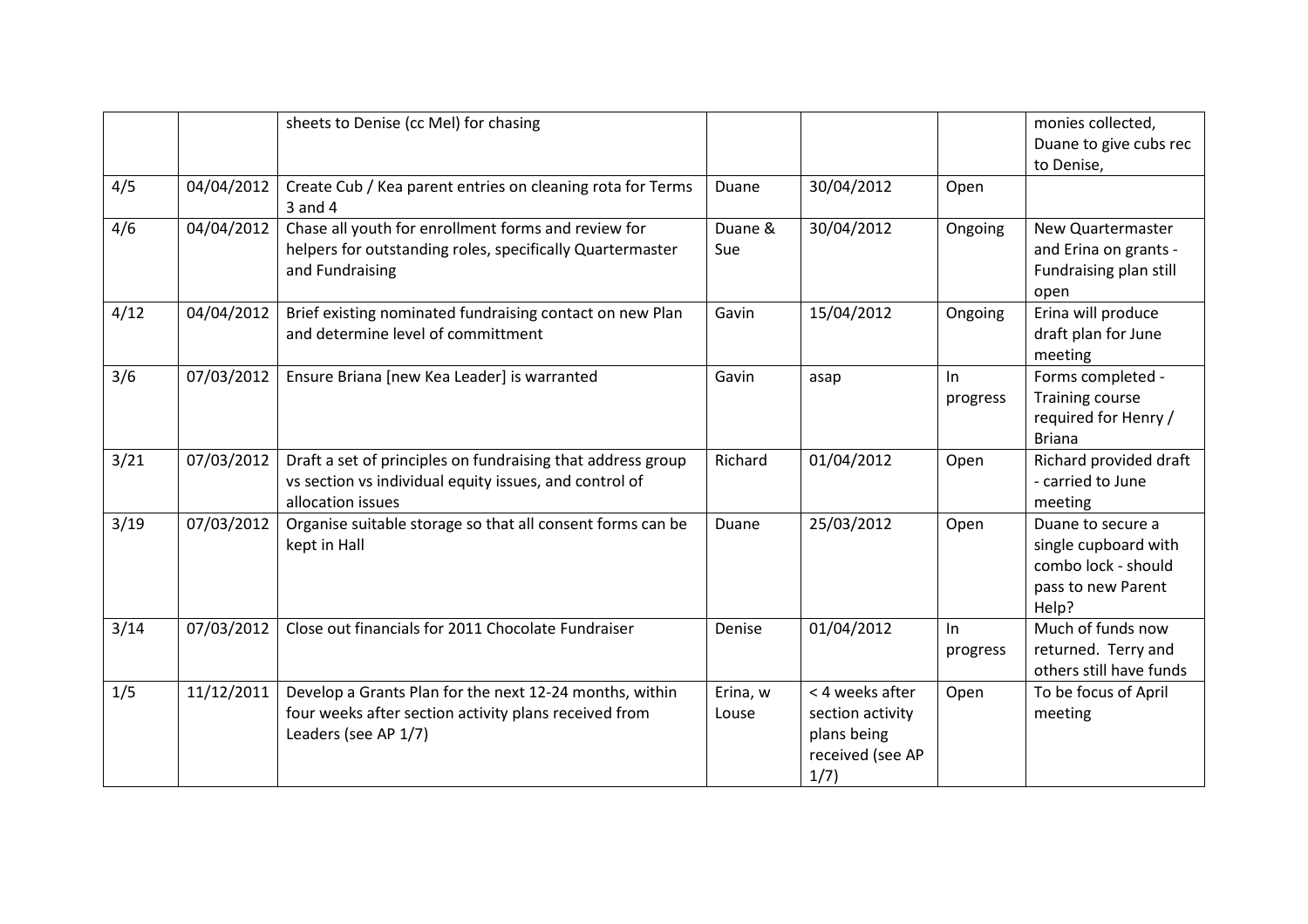| | | sheets to Denise (cc Mel) for chasing | | | | monies collected, Duane to give cubs rec to Denise, |
|---|---|---|---|---|---|---|
| 4/5 | 04/04/2012 | Create Cub / Kea parent entries on cleaning rota for Terms 3 and 4 | Duane | 30/04/2012 | Open | |
| 4/6 | 04/04/2012 | Chase all youth for enrollment forms and review for helpers for outstanding roles, specifically Quartermaster and Fundraising | Duane & Sue | 30/04/2012 | Ongoing | New Quartermaster and Erina on grants - Fundraising plan still open |
| 4/12 | 04/04/2012 | Brief existing nominated fundraising contact on new Plan and determine level of committment | Gavin | 15/04/2012 | Ongoing | Erina will produce draft plan for June meeting |
| 3/6 | 07/03/2012 | Ensure Briana [new Kea Leader] is warranted | Gavin | asap | In progress | Forms completed - Training course required for Henry / Briana |
| 3/21 | 07/03/2012 | Draft a set of principles on fundraising that address group vs section vs individual equity issues, and control of allocation issues | Richard | 01/04/2012 | Open | Richard provided draft - carried to June meeting |
| 3/19 | 07/03/2012 | Organise suitable storage so that all consent forms can be kept in Hall | Duane | 25/03/2012 | Open | Duane to secure a single cupboard with combo lock - should pass to new Parent Help? |
| 3/14 | 07/03/2012 | Close out financials for 2011 Chocolate Fundraiser | Denise | 01/04/2012 | In progress | Much of funds now returned. Terry and others still have funds |
| 1/5 | 11/12/2011 | Develop a Grants Plan for the next 12-24 months, within four weeks after section activity plans received from Leaders (see AP 1/7) | Erina, w Louse | < 4 weeks after section activity plans being received (see AP 1/7) | Open | To be focus of April meeting |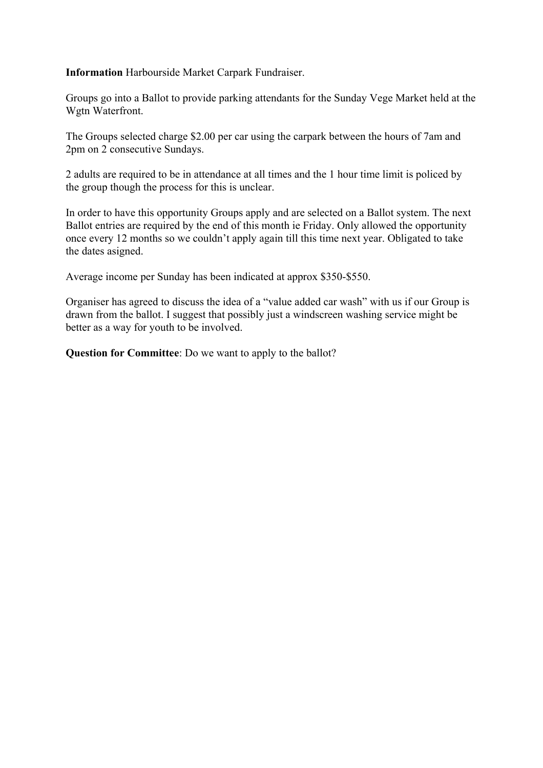**Information** Harbourside Market Carpark Fundraiser.

Groups go into a Ballot to provide parking attendants for the Sunday Vege Market held at the Wgtn Waterfront.

The Groups selected charge $2.00 per car using the carpark between the hours of 7am and 2pm on 2 consecutive Sundays.

2 adults are required to be in attendance at all times and the 1 hour time limit is policed by the group though the process for this is unclear.

In order to have this opportunity Groups apply and are selected on a Ballot system. The next Ballot entries are required by the end of this month ie Friday. Only allowed the opportunity once every 12 months so we couldn't apply again till this time next year. Obligated to take the dates asigned.

Average income per Sunday has been indicated at approx $350-$550.

Organiser has agreed to discuss the idea of a "value added car wash" with us if our Group is drawn from the ballot. I suggest that possibly just a windscreen washing service might be better as a way for youth to be involved.

**Question for Committee**: Do we want to apply to the ballot?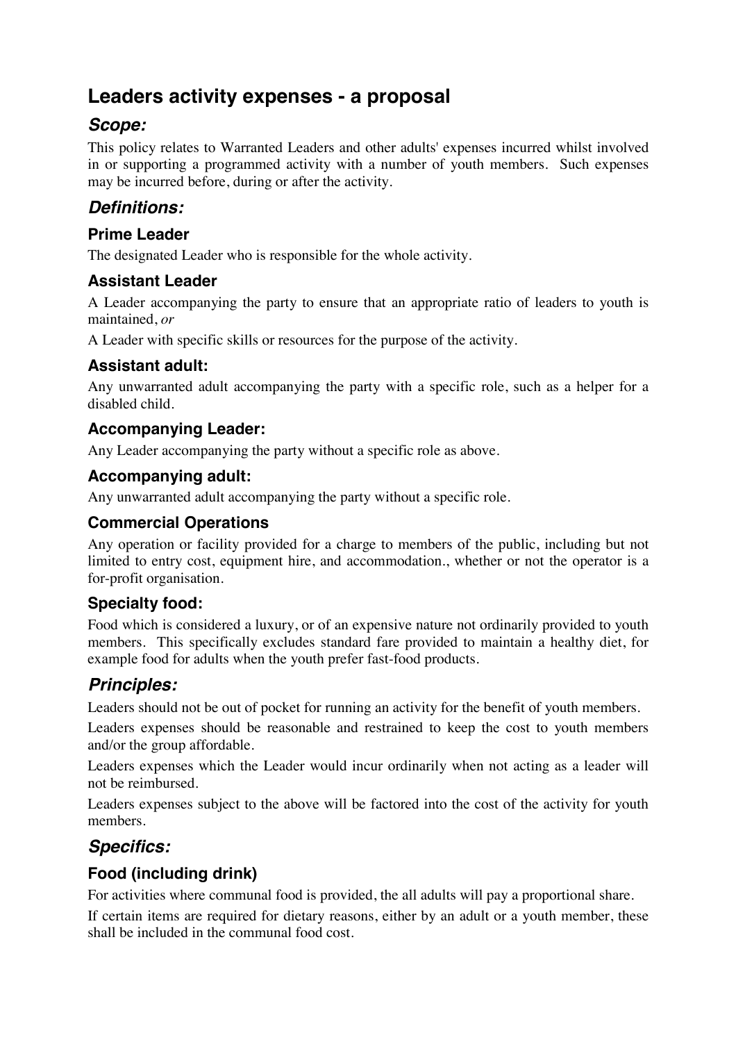# Leaders activity expenses - a proposal

## *Scope:*

This policy relates to Warranted Leaders and other adults' expenses incurred whilst involved in or supporting a programmed activity with a number of youth members. Such expenses may be incurred before, during or after the activity.

## *Definitions:*

### Prime Leader

The designated Leader who is responsible for the whole activity.

### Assistant Leader

A Leader accompanying the party to ensure that an appropriate ratio of leaders to youth is maintained, *or*

A Leader with specific skills or resources for the purpose of the activity.

### Assistant adult:

Any unwarranted adult accompanying the party with a specific role, such as a helper for a disabled child.

### Accompanying Leader:

Any Leader accompanying the party without a specific role as above.

### Accompanying adult:

Any unwarranted adult accompanying the party without a specific role.

### Commercial Operations

Any operation or facility provided for a charge to members of the public, including but not limited to entry cost, equipment hire, and accommodation., whether or not the operator is a for-profit organisation.

### Specialty food:

Food which is considered a luxury, or of an expensive nature not ordinarily provided to youth members. This specifically excludes standard fare provided to maintain a healthy diet, for example food for adults when the youth prefer fast-food products.

## *Principles:*

Leaders should not be out of pocket for running an activity for the benefit of youth members.

Leaders expenses should be reasonable and restrained to keep the cost to youth members and/or the group affordable.

Leaders expenses which the Leader would incur ordinarily when not acting as a leader will not be reimbursed.

Leaders expenses subject to the above will be factored into the cost of the activity for youth members.

## *Specifics:*

### Food (including drink)

For activities where communal food is provided, the all adults will pay a proportional share.

If certain items are required for dietary reasons, either by an adult or a youth member, these shall be included in the communal food cost.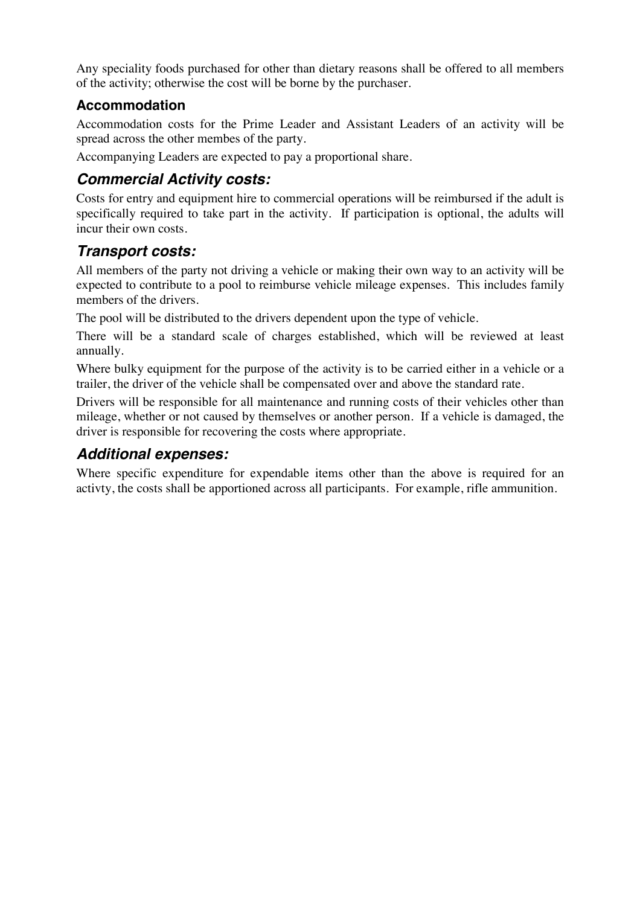Any speciality foods purchased for other than dietary reasons shall be offered to all members of the activity; otherwise the cost will be borne by the purchaser.

### Accommodation

Accommodation costs for the Prime Leader and Assistant Leaders of an activity will be spread across the other membes of the party.

Accompanying Leaders are expected to pay a proportional share.

## *Commercial Activity costs:*

Costs for entry and equipment hire to commercial operations will be reimbursed if the adult is specifically required to take part in the activity. If participation is optional, the adults will incur their own costs.

## *Transport costs:*

All members of the party not driving a vehicle or making their own way to an activity will be expected to contribute to a pool to reimburse vehicle mileage expenses. This includes family members of the drivers.

The pool will be distributed to the drivers dependent upon the type of vehicle.

There will be a standard scale of charges established, which will be reviewed at least annually.

Where bulky equipment for the purpose of the activity is to be carried either in a vehicle or a trailer, the driver of the vehicle shall be compensated over and above the standard rate.

Drivers will be responsible for all maintenance and running costs of their vehicles other than mileage, whether or not caused by themselves or another person. If a vehicle is damaged, the driver is responsible for recovering the costs where appropriate.

## *Additional expenses:*

Where specific expenditure for expendable items other than the above is required for an activty, the costs shall be apportioned across all participants. For example, rifle ammunition.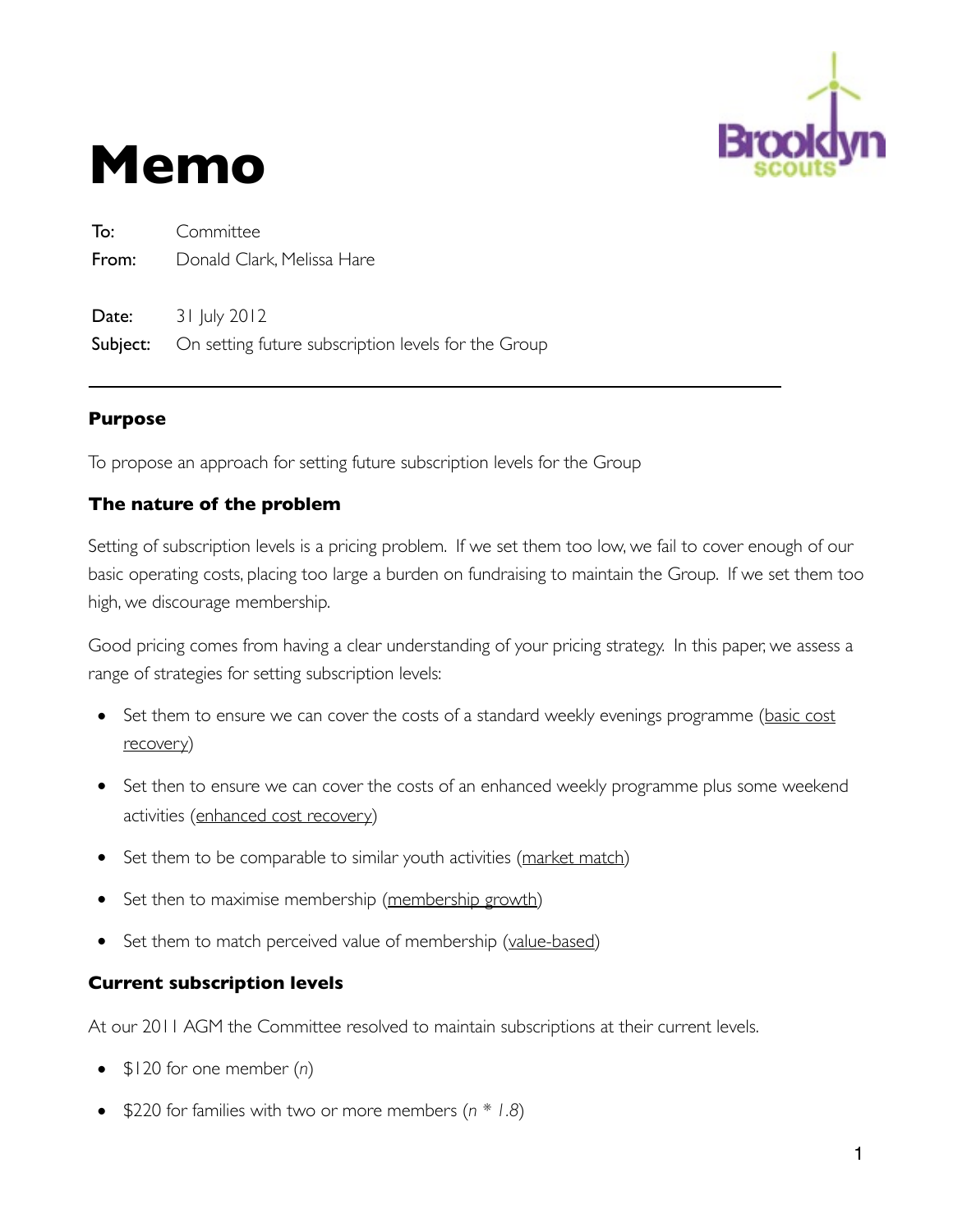# Memo

**To:** Committee
**From:** Donald Clark, Melissa Hare

**Date:** 31 July 2012
**Subject:** On setting future subscription levels for the Group

---

## Purpose

To propose an approach for setting future subscription levels for the Group

## The nature of the problem

Setting of subscription levels is a pricing problem. If we set them too low, we fail to cover enough of our basic operating costs, placing too large a burden on fundraising to maintain the Group. If we set them too high, we discourage membership.

Good pricing comes from having a clear understanding of your pricing strategy. In this paper, we assess a range of strategies for setting subscription levels:

- Set them to ensure we can cover the costs of a standard weekly evenings programme (<u>basic cost recovery</u>)
- Set then to ensure we can cover the costs of an enhanced weekly programme plus some weekend activities (<u>enhanced cost recovery</u>)
- Set them to be comparable to similar youth activities (<u>market match</u>)
- Set then to maximise membership (<u>membership growth</u>)
- Set them to match perceived value of membership (<u>value-based</u>)

## Current subscription levels

At our 2011 AGM the Committee resolved to maintain subscriptions at their current levels.

- $120 for one member (*n*)
- $220 for families with two or more members (*n * 1.8*)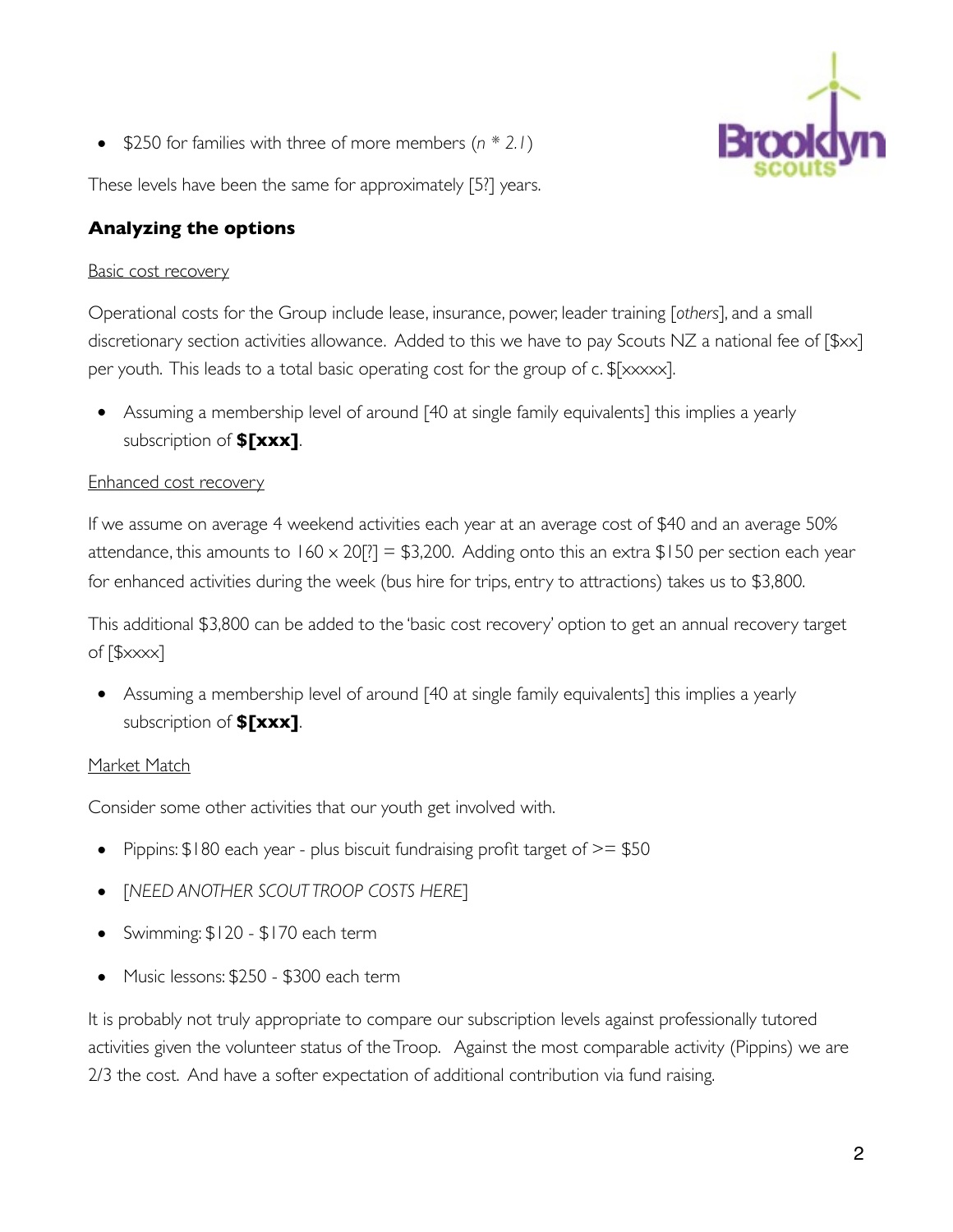- $250 for families with three of more members (*n * 2.1*)

These levels have been the same for approximately [5?] years.

## Analyzing the options

Basic cost recovery

Operational costs for the Group include lease, insurance, power, leader training [*others*], and a small discretionary section activities allowance. Added to this we have to pay Scouts NZ a national fee of [$xx] per youth. This leads to a total basic operating cost for the group of c. $[xxxxx].

- Assuming a membership level of around [40 at single family equivalents] this implies a yearly subscription of **$[xxx]**.

Enhanced cost recovery

If we assume on average 4 weekend activities each year at an average cost of $40 and an average 50% attendance, this amounts to 160 x 20[?] = $3,200. Adding onto this an extra $150 per section each year for enhanced activities during the week (bus hire for trips, entry to attractions) takes us to $3,800.

This additional $3,800 can be added to the 'basic cost recovery' option to get an annual recovery target of [$xxxx]

- Assuming a membership level of around [40 at single family equivalents] this implies a yearly subscription of **$[xxx]**.

Market Match

Consider some other activities that our youth get involved with.

- Pippins: $180 each year - plus biscuit fundraising profit target of >= $50
- [*NEED ANOTHER SCOUT TROOP COSTS HERE*]
- Swimming: $120 - $170 each term
- Music lessons: $250 - $300 each term

It is probably not truly appropriate to compare our subscription levels against professionally tutored activities given the volunteer status of the Troop. Against the most comparable activity (Pippins) we are 2/3 the cost. And have a softer expectation of additional contribution via fund raising.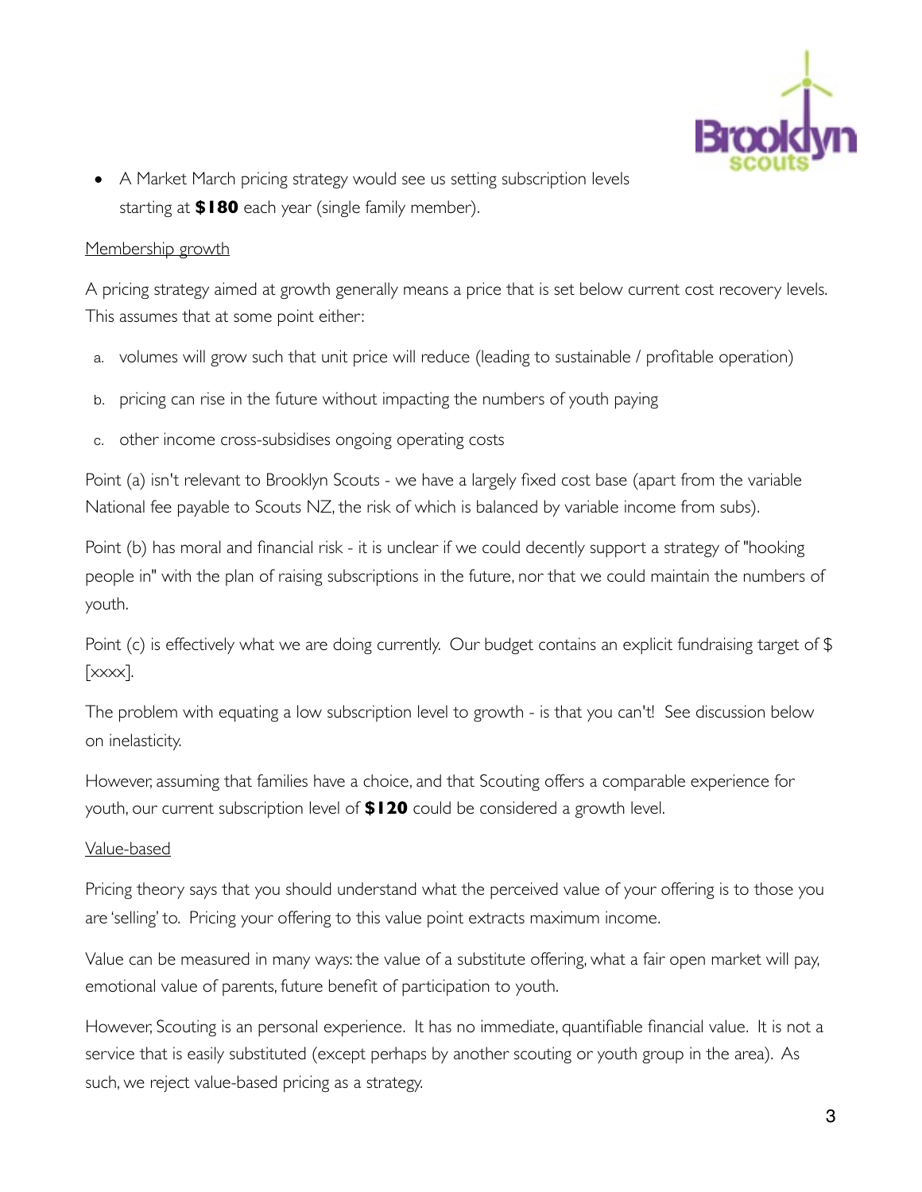- A Market March pricing strategy would see us setting subscription levels starting at **$180** each year (single family member).

Membership growth

A pricing strategy aimed at growth generally means a price that is set below current cost recovery levels. This assumes that at some point either:

a. volumes will grow such that unit price will reduce (leading to sustainable / profitable operation)

b. pricing can rise in the future without impacting the numbers of youth paying

c. other income cross-subsidises ongoing operating costs

Point (a) isn't relevant to Brooklyn Scouts - we have a largely fixed cost base (apart from the variable National fee payable to Scouts NZ, the risk of which is balanced by variable income from subs).

Point (b) has moral and financial risk - it is unclear if we could decently support a strategy of "hooking people in" with the plan of raising subscriptions in the future, nor that we could maintain the numbers of youth.

Point (c) is effectively what we are doing currently. Our budget contains an explicit fundraising target of $ [xxxx].

The problem with equating a low subscription level to growth - is that you can't! See discussion below on inelasticity.

However, assuming that families have a choice, and that Scouting offers a comparable experience for youth, our current subscription level of **$120** could be considered a growth level.

Value-based

Pricing theory says that you should understand what the perceived value of your offering is to those you are 'selling' to. Pricing your offering to this value point extracts maximum income.

Value can be measured in many ways: the value of a substitute offering, what a fair open market will pay, emotional value of parents, future benefit of participation to youth.

However, Scouting is an personal experience. It has no immediate, quantifiable financial value. It is not a service that is easily substituted (except perhaps by another scouting or youth group in the area). As such, we reject value-based pricing as a strategy.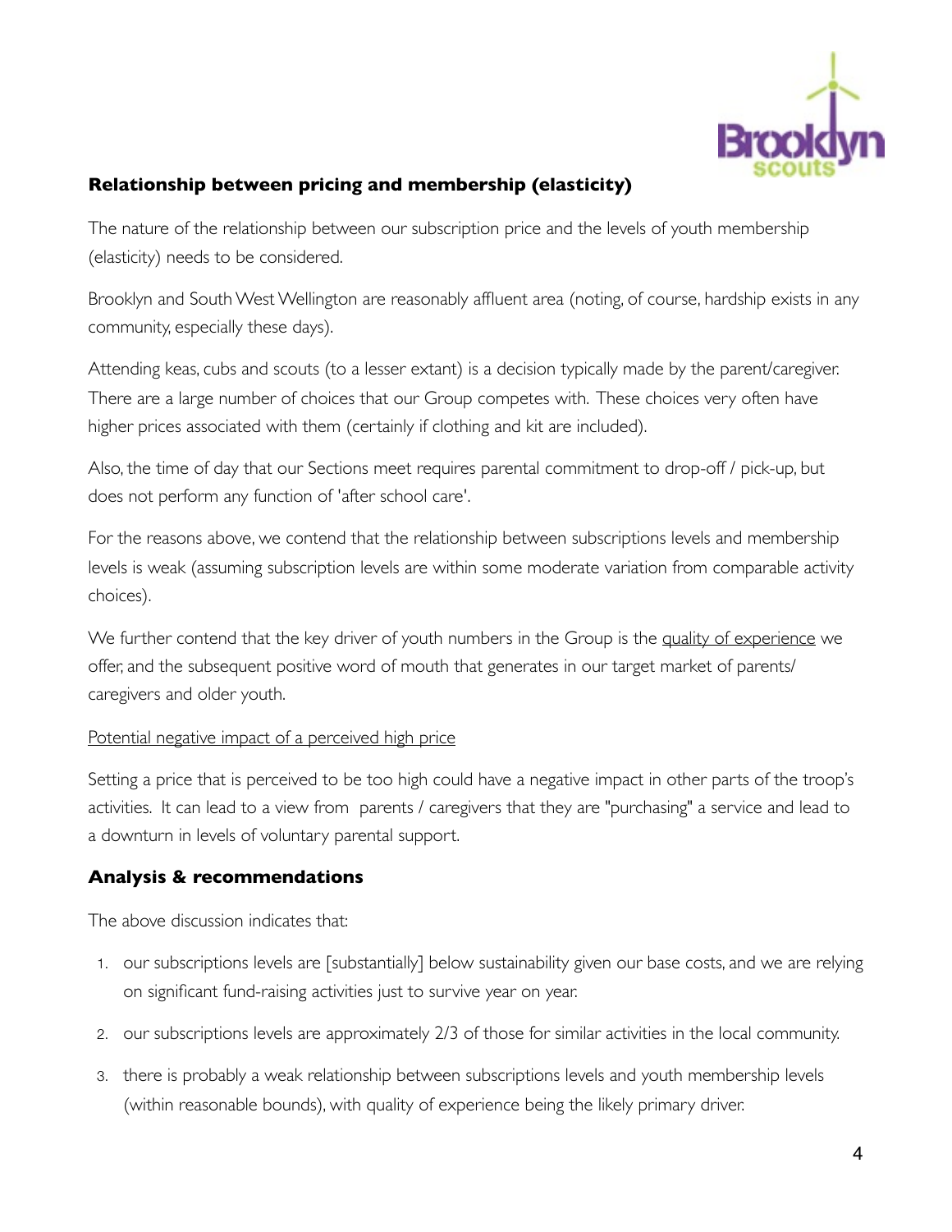## Relationship between pricing and membership (elasticity)

The nature of the relationship between our subscription price and the levels of youth membership (elasticity) needs to be considered.

Brooklyn and South West Wellington are reasonably affluent area (noting, of course, hardship exists in any community, especially these days).

Attending keas, cubs and scouts (to a lesser extant) is a decision typically made by the parent/caregiver. There are a large number of choices that our Group competes with. These choices very often have higher prices associated with them (certainly if clothing and kit are included).

Also, the time of day that our Sections meet requires parental commitment to drop-off / pick-up, but does not perform any function of 'after school care'.

For the reasons above, we contend that the relationship between subscriptions levels and membership levels is weak (assuming subscription levels are within some moderate variation from comparable activity choices).

We further contend that the key driver of youth numbers in the Group is the quality of experience we offer, and the subsequent positive word of mouth that generates in our target market of parents/caregivers and older youth.

Potential negative impact of a perceived high price

Setting a price that is perceived to be too high could have a negative impact in other parts of the troop's activities. It can lead to a view from parents / caregivers that they are "purchasing" a service and lead to a downturn in levels of voluntary parental support.

## Analysis & recommendations

The above discussion indicates that:

1. our subscriptions levels are [substantially] below sustainability given our base costs, and we are relying on significant fund-raising activities just to survive year on year.
2. our subscriptions levels are approximately 2/3 of those for similar activities in the local community.
3. there is probably a weak relationship between subscriptions levels and youth membership levels (within reasonable bounds), with quality of experience being the likely primary driver.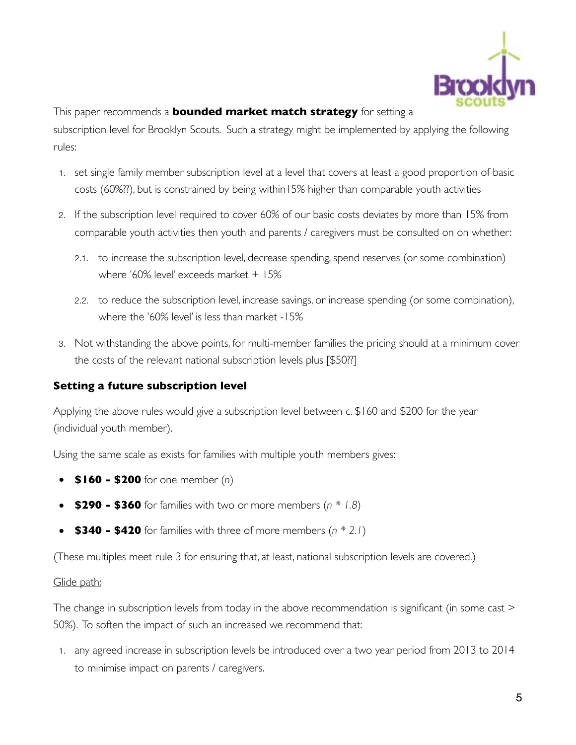This paper recommends a **bounded market match strategy** for setting a subscription level for Brooklyn Scouts. Such a strategy might be implemented by applying the following rules:

1. set single family member subscription level at a level that covers at least a good proportion of basic costs (60%??), but is constrained by being within15% higher than comparable youth activities
2. If the subscription level required to cover 60% of our basic costs deviates by more than 15% from comparable youth activities then youth and parents / caregivers must be consulted on on whether:
   2.1. to increase the subscription level, decrease spending, spend reserves (or some combination) where '60% level' exceeds market + 15%
   2.2. to reduce the subscription level, increase savings, or increase spending (or some combination), where the '60% level' is less than market -15%
3. Not withstanding the above points, for multi-member families the pricing should at a minimum cover the costs of the relevant national subscription levels plus [$50??]

### Setting a future subscription level

Applying the above rules would give a subscription level between c. $160 and $200 for the year (individual youth member).

Using the same scale as exists for families with multiple youth members gives:

- **$160 - $200** for one member (*n*)
- **$290 - $360** for families with two or more members (*n * 1.8*)
- **$340 - $420** for families with three of more members (*n * 2.1*)

(These multiples meet rule 3 for ensuring that, at least, national subscription levels are covered.)

<u>Glide path:</u>

The change in subscription levels from today in the above recommendation is significant (in some cast > 50%). To soften the impact of such an increased we recommend that:

1. any agreed increase in subscription levels be introduced over a two year period from 2013 to 2014 to minimise impact on parents / caregivers.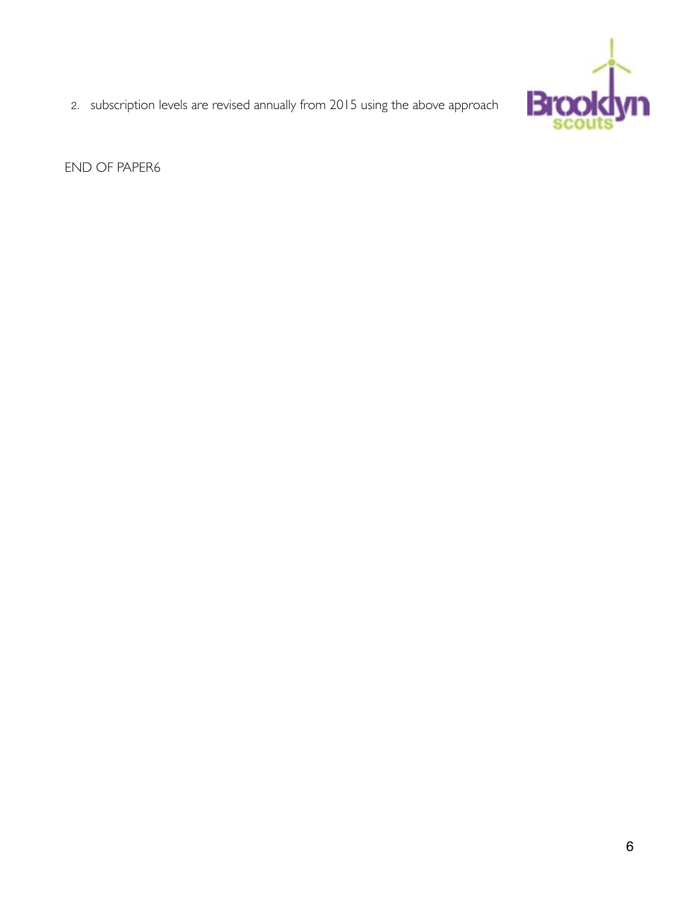2. subscription levels are revised annually from 2015 using the above approach

END OF PAPER6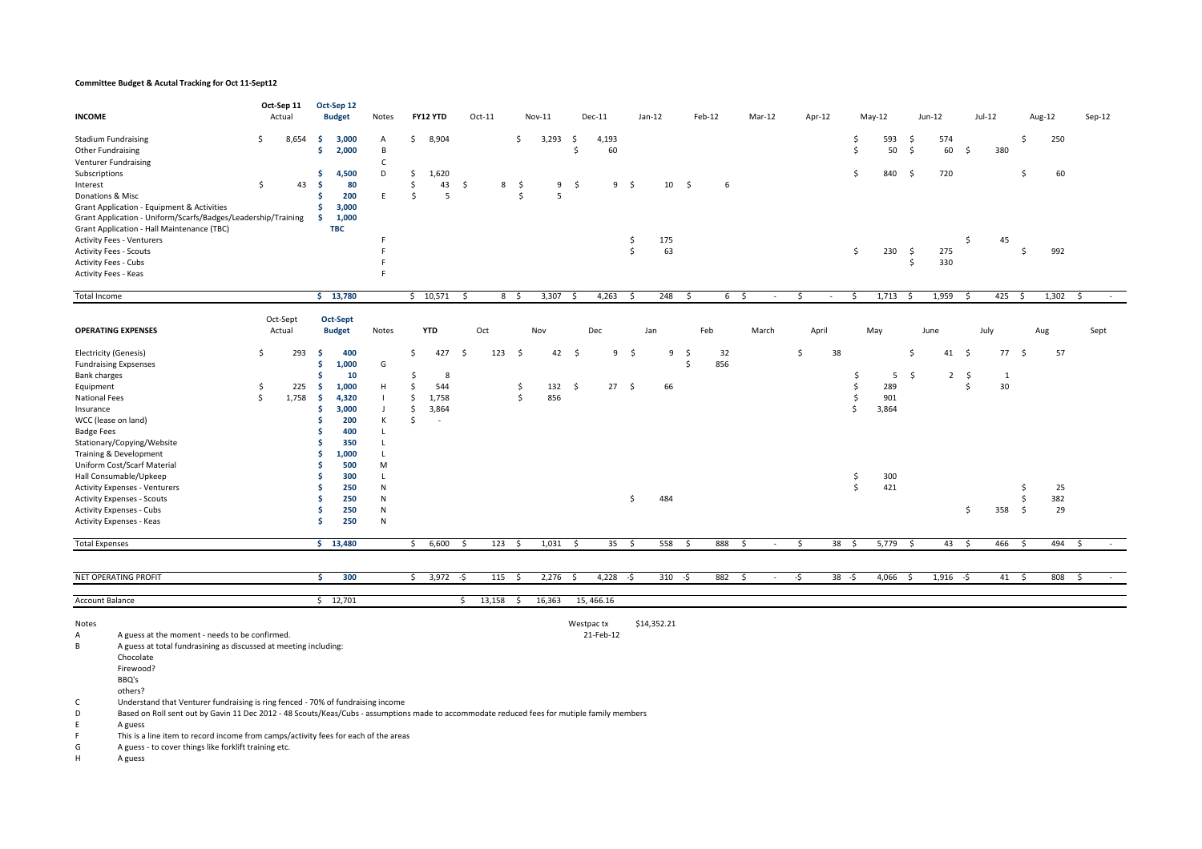**Committee Budget & Acutal Tracking for Oct 11-Sept12**

| INCOME | Oct-Sep 11 Actual | Oct-Sep 12 Budget | Notes | FY12 YTD | Oct-11 | Nov-11 | Dec-11 | Jan-12 | Feb-12 | Mar-12 | Apr-12 | May-12 | Jun-12 | Jul-12 | Aug-12 | Sep-12 |
|---|---|---|---|---|---|---|---|---|---|---|---|---|---|---|---|---|
| Stadium Fundraising | $ 8,654 | $ 3,000 | A | $ 8,904 | | $ 3,293 | $ 4,193 | | | | | $ 593 | $ 574 | | $ 250 | |
| Other Fundraising | | $ 2,000 | B | | | | $ 60 | | | | | $ 50 | $ 60 | $ 380 | | |
| Venturer Fundraising | | | C | | | | | | | | | | | | | |
| Subscriptions | | $ 4,500 | D | $ 1,620 | | | | | | | | $ 840 | $ 720 | | $ 60 | |
| Interest | $ 43 | $ 80 | | $ 43 | $ 8 | $ 9 | $ 9 | $ 10 | $ 6 | | | | | | | |
| Donations & Misc | | $ 200 | E | $ 5 | | $ 5 | | | | | | | | | | |
| Grant Application - Equipment & Activities | | $ 3,000 | | | | | | | | | | | | | | |
| Grant Application - Uniform/Scarfs/Badges/Leadership/Training | | $ 1,000 | | | | | | | | | | | | | | |
| Grant Application - Hall Maintenance (TBC) | | TBC | | | | | | | | | | | | | | |
| Activity Fees - Venturers | | | F | | | | | $ 175 | | | | | | $ 45 | | |
| Activity Fees - Scouts | | | F | | | | | $ 63 | | | | $ 230 | $ 275 | | $ 992 | |
| Activity Fees - Cubs | | | F | | | | | | | | | | $ 330 | | | |
| Activity Fees - Keas | | | F | | | | | | | | | | | | | |
| Total Income | | $ 13,780 | | $ 10,571 | $ 8 | $ 3,307 | $ 4,263 | $ 248 | $ 6 | $ - | $ - | $ 1,713 | $ 1,959 | $ 425 | $ 1,302 | $ - |

| OPERATING EXPENSES | Oct-Sept Actual | Oct-Sept Budget | Notes | YTD | Oct | Nov | Dec | Jan | Feb | March | April | May | June | July | Aug | Sept |
|---|---|---|---|---|---|---|---|---|---|---|---|---|---|---|---|---|
| Electricity (Genesis) | $ 293 | $ 400 | | $ 427 | $ 123 | $ 42 | $ 9 | $ 9 | $ 32 | | $ 38 | | $ 41 | $ 77 | $ 57 | |
| Fundraising Expsenses | | $ 1,000 | G | | | | | | $ 856 | | | | | | | |
| Bank charges | | $ 10 | | $ 8 | | | | | | | | $ 5 | $ 2 | $ 1 | | |
| Equipment | $ 225 | $ 1,000 | H | $ 544 | | $ 132 | $ 27 | $ 66 | | | | $ 289 | | $ 30 | | |
| National Fees | $ 1,758 | $ 4,320 | I | $ 1,758 | | $ 856 | | | | | | $ 901 | | | | |
| Insurance | | $ 3,000 | J | $ 3,864 | | | | | | | | $ 3,864 | | | | |
| WCC (lease on land) | | $ 200 | K | $ - | | | | | | | | | | | | |
| Badge Fees | | $ 400 | L | | | | | | | | | | | | | |
| Stationary/Copying/Website | | $ 350 | L | | | | | | | | | | | | | |
| Training & Development | | $ 1,000 | L | | | | | | | | | | | | | |
| Uniform Cost/Scarf Material | | $ 500 | M | | | | | | | | | | | | | |
| Hall Consumable/Upkeep | | $ 300 | L | | | | | | | | | $ 300 | | | | |
| Activity Expenses - Venturers | | $ 250 | N | | | | | | | | | $ 421 | | | $ 25 | |
| Activity Expenses - Scouts | | $ 250 | N | | | | | $ 484 | | | | | | | $ 382 | |
| Activity Expenses - Cubs | | $ 250 | N | | | | | | | | | | | $ 358 | $ 29 | |
| Activity Expenses - Keas | | $ 250 | N | | | | | | | | | | | | | |
| Total Expenses | | $ 13,480 | | $ 6,600 | $ 123 | $ 1,031 | $ 35 | $ 558 | $ 888 | $ - | $ 38 | $ 5,779 | $ 43 | $ 466 | $ 494 | $ - |
| | | | | | | | | | | | | | | | | |
| NET OPERATING PROFIT | | $ 300 | | $ 3,972 | -$ 115 | $ 2,276 | $ 4,228 | -$ 310 | -$ 882 | $ - | -$ 38 | -$ 4,066 | $ 1,916 | -$ 41 | $ 808 | $ - |
| | | | | | | | | | | | | | | | | |
| Account Balance | | $ 12,701 | | | $ 13,158 | $ 16,363 | 15, 466.16 | | | | | | | | | |
| | | | | | | | Westpac tx 21-Feb-12 | $14,352.21 | | | | | | | | |

Notes

A A guess at the moment - needs to be confirmed.

B A guess at total fundrasining as discussed at meeting including:
- Chocolate
- Firewood?
- BBQ's
- others?

C Understand that Venturer fundraising is ring fenced - 70% of fundraising income

D Based on Roll sent out by Gavin 11 Dec 2012 - 48 Scouts/Keas/Cubs - assumptions made to accommodate reduced fees for mutiple family members

E A guess

F This is a line item to record income from camps/activity fees for each of the areas

G A guess - to cover things like forklift training etc.

H A guess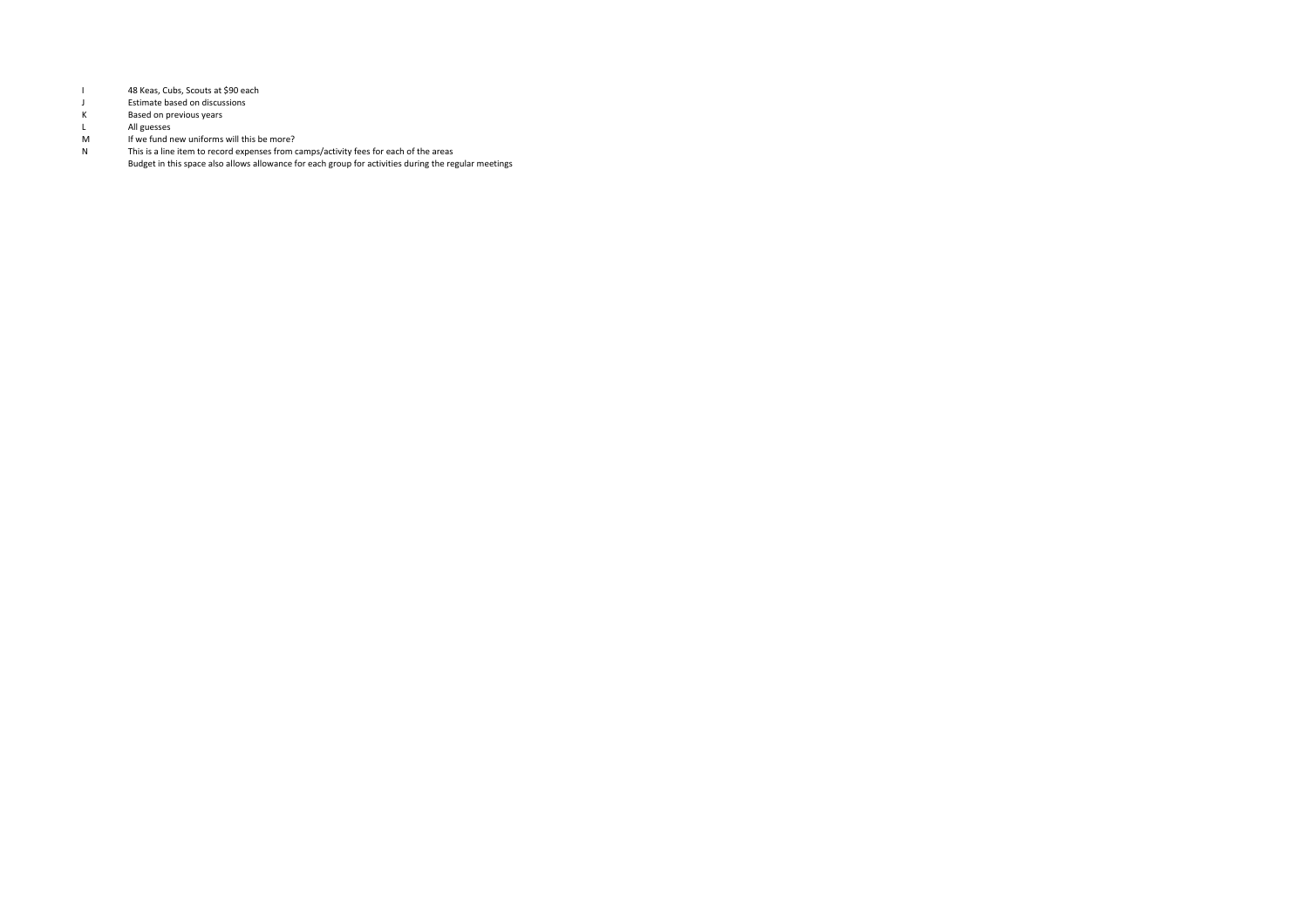| | |
|---|---|
| I | 48 Keas, Cubs, Scouts at $90 each |
| J | Estimate based on discussions |
| K | Based on previous years |
| L | All guesses |
| M | If we fund new uniforms will this be more? |
| N | This is a line item to record expenses from camps/activity fees for each of the areas |
| | Budget in this space also allows allowance for each group for activities during the regular meetings |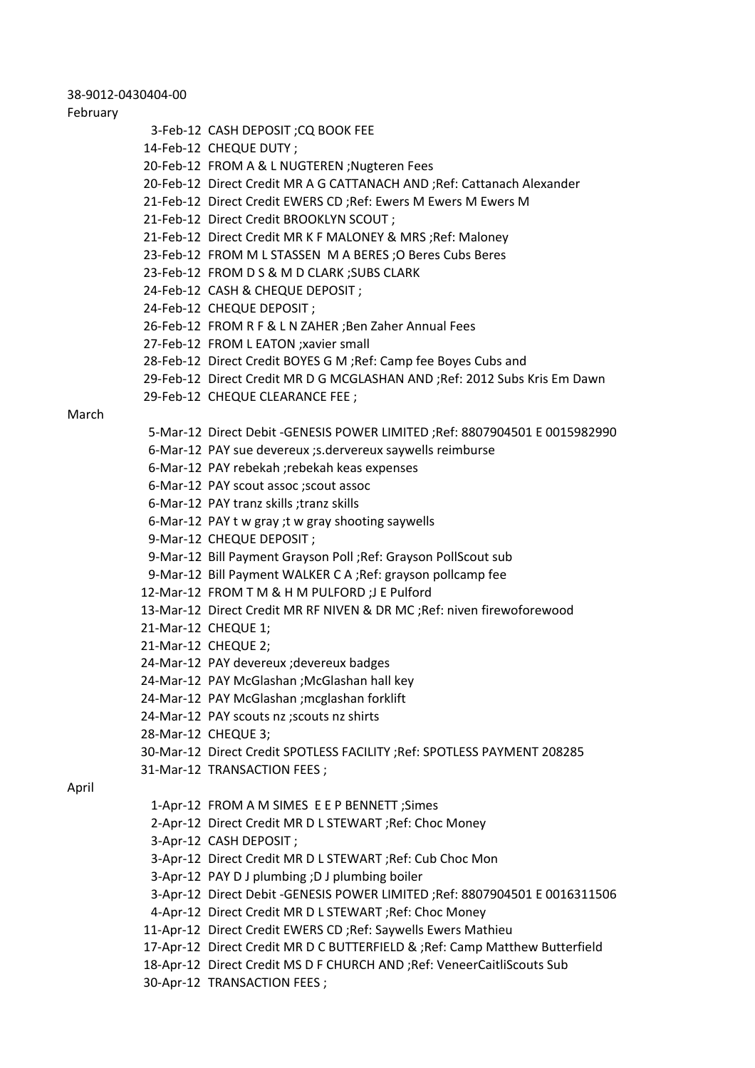38-9012-0430404-00

February

| | |
|---|---|
| 3-Feb-12 | CASH DEPOSIT ;CQ BOOK FEE |
| 14-Feb-12 | CHEQUE DUTY ; |
| 20-Feb-12 | FROM A & L NUGTEREN ;Nugteren Fees |
| 20-Feb-12 | Direct Credit MR A G CATTANACH AND ;Ref: Cattanach Alexander |
| 21-Feb-12 | Direct Credit EWERS CD ;Ref: Ewers M Ewers M Ewers M |
| 21-Feb-12 | Direct Credit BROOKLYN SCOUT ; |
| 21-Feb-12 | Direct Credit MR K F MALONEY & MRS ;Ref: Maloney |
| 23-Feb-12 | FROM M L STASSEN M A BERES ;O Beres Cubs Beres |
| 23-Feb-12 | FROM D S & M D CLARK ;SUBS CLARK |
| 24-Feb-12 | CASH & CHEQUE DEPOSIT ; |
| 24-Feb-12 | CHEQUE DEPOSIT ; |
| 26-Feb-12 | FROM R F & L N ZAHER ;Ben Zaher Annual Fees |
| 27-Feb-12 | FROM L EATON ;xavier small |
| 28-Feb-12 | Direct Credit BOYES G M ;Ref: Camp fee Boyes Cubs and |
| 29-Feb-12 | Direct Credit MR D G MCGLASHAN AND ;Ref: 2012 Subs Kris Em Dawn |
| 29-Feb-12 | CHEQUE CLEARANCE FEE ; |

March

| | |
|---|---|
| 5-Mar-12 | Direct Debit -GENESIS POWER LIMITED ;Ref: 8807904501 E 0015982990 |
| 6-Mar-12 | PAY sue devereux ;s.dervereux saywells reimburse |
| 6-Mar-12 | PAY rebekah ;rebekah keas expenses |
| 6-Mar-12 | PAY scout assoc ;scout assoc |
| 6-Mar-12 | PAY tranz skills ;tranz skills |
| 6-Mar-12 | PAY t w gray ;t w gray shooting saywells |
| 9-Mar-12 | CHEQUE DEPOSIT ; |
| 9-Mar-12 | Bill Payment Grayson Poll ;Ref: Grayson PollScout sub |
| 9-Mar-12 | Bill Payment WALKER C A ;Ref: grayson pollcamp fee |
| 12-Mar-12 | FROM T M & H M PULFORD ;J E Pulford |
| 13-Mar-12 | Direct Credit MR RF NIVEN & DR MC ;Ref: niven firewoforewood |
| 21-Mar-12 | CHEQUE 1; |
| 21-Mar-12 | CHEQUE 2; |
| 24-Mar-12 | PAY devereux ;devereux badges |
| 24-Mar-12 | PAY McGlashan ;McGlashan hall key |
| 24-Mar-12 | PAY McGlashan ;mcglashan forklift |
| 24-Mar-12 | PAY scouts nz ;scouts nz shirts |
| 28-Mar-12 | CHEQUE 3; |
| 30-Mar-12 | Direct Credit SPOTLESS FACILITY ;Ref: SPOTLESS PAYMENT 208285 |
| 31-Mar-12 | TRANSACTION FEES ; |

April

| | |
|---|---|
| 1-Apr-12 | FROM A M SIMES E E P BENNETT ;Simes |
| 2-Apr-12 | Direct Credit MR D L STEWART ;Ref: Choc Money |
| 3-Apr-12 | CASH DEPOSIT ; |
| 3-Apr-12 | Direct Credit MR D L STEWART ;Ref: Cub Choc Mon |
| 3-Apr-12 | PAY D J plumbing ;D J plumbing boiler |
| 3-Apr-12 | Direct Debit -GENESIS POWER LIMITED ;Ref: 8807904501 E 0016311506 |
| 4-Apr-12 | Direct Credit MR D L STEWART ;Ref: Choc Money |
| 11-Apr-12 | Direct Credit EWERS CD ;Ref: Saywells Ewers Mathieu |
| 17-Apr-12 | Direct Credit MR D C BUTTERFIELD & ;Ref: Camp Matthew Butterfield |
| 18-Apr-12 | Direct Credit MS D F CHURCH AND ;Ref: VeneerCaitliScouts Sub |
| 30-Apr-12 | TRANSACTION FEES ; |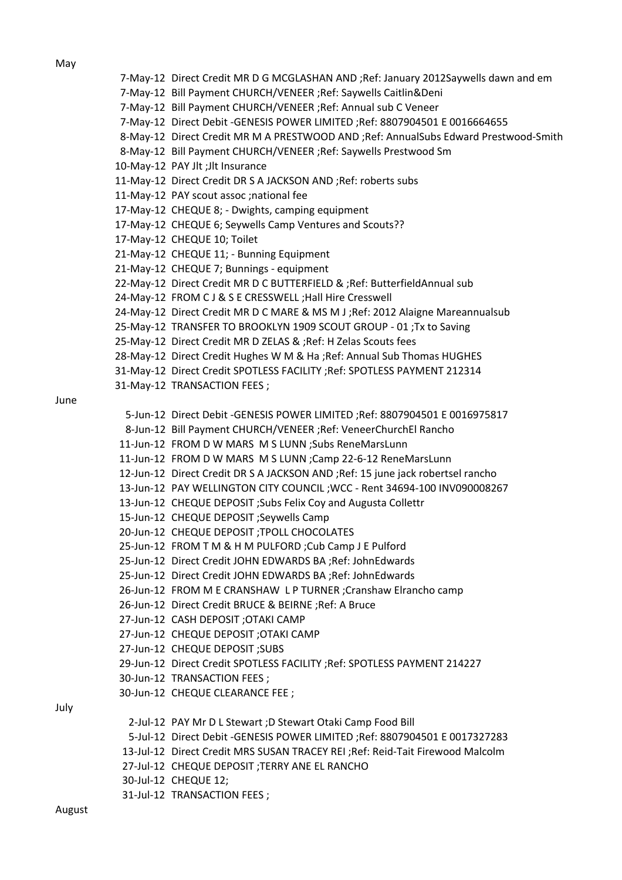May

| | |
|---|---|
| 7-May-12 | Direct Credit MR D G MCGLASHAN AND ;Ref: January 2012Saywells dawn and em |
| 7-May-12 | Bill Payment CHURCH/VENEER ;Ref: Saywells Caitlin&Deni |
| 7-May-12 | Bill Payment CHURCH/VENEER ;Ref: Annual sub C Veneer |
| 7-May-12 | Direct Debit -GENESIS POWER LIMITED ;Ref: 8807904501 E 0016664655 |
| 8-May-12 | Direct Credit MR M A PRESTWOOD AND ;Ref: AnnualSubs Edward Prestwood-Smith |
| 8-May-12 | Bill Payment CHURCH/VENEER ;Ref: Saywells Prestwood Sm |
| 10-May-12 | PAY Jlt ;Jlt Insurance |
| 11-May-12 | Direct Credit DR S A JACKSON AND ;Ref: roberts subs |
| 11-May-12 | PAY scout assoc ;national fee |
| 17-May-12 | CHEQUE 8; - Dwights, camping equipment |
| 17-May-12 | CHEQUE 6; Seywells Camp Ventures and Scouts?? |
| 17-May-12 | CHEQUE 10; Toilet |
| 21-May-12 | CHEQUE 11; - Bunning Equipment |
| 21-May-12 | CHEQUE 7; Bunnings - equipment |
| 22-May-12 | Direct Credit MR D C BUTTERFIELD & ;Ref: ButterfieldAnnual sub |
| 24-May-12 | FROM C J & S E CRESSWELL ;Hall Hire Cresswell |
| 24-May-12 | Direct Credit MR D C MARE & MS M J ;Ref: 2012 Alaigne Mareannualsub |
| 25-May-12 | TRANSFER TO BROOKLYN 1909 SCOUT GROUP - 01 ;Tx to Saving |
| 25-May-12 | Direct Credit MR D ZELAS & ;Ref: H Zelas Scouts fees |
| 28-May-12 | Direct Credit Hughes W M & Ha ;Ref: Annual Sub Thomas HUGHES |
| 31-May-12 | Direct Credit SPOTLESS FACILITY ;Ref: SPOTLESS PAYMENT 212314 |
| 31-May-12 | TRANSACTION FEES ; |

June

| | |
|---|---|
| 5-Jun-12 | Direct Debit -GENESIS POWER LIMITED ;Ref: 8807904501 E 0016975817 |
| 8-Jun-12 | Bill Payment CHURCH/VENEER ;Ref: VeneerChurchEl Rancho |
| 11-Jun-12 | FROM D W MARS M S LUNN ;Subs ReneMarsLunn |
| 11-Jun-12 | FROM D W MARS M S LUNN ;Camp 22-6-12 ReneMarsLunn |
| 12-Jun-12 | Direct Credit DR S A JACKSON AND ;Ref: 15 june jack robertsel rancho |
| 13-Jun-12 | PAY WELLINGTON CITY COUNCIL ;WCC - Rent 34694-100 INV090008267 |
| 13-Jun-12 | CHEQUE DEPOSIT ;Subs Felix Coy and Augusta Collettr |
| 15-Jun-12 | CHEQUE DEPOSIT ;Seywells Camp |
| 20-Jun-12 | CHEQUE DEPOSIT ;TPOLL CHOCOLATES |
| 25-Jun-12 | FROM T M & H M PULFORD ;Cub Camp J E Pulford |
| 25-Jun-12 | Direct Credit JOHN EDWARDS BA ;Ref: JohnEdwards |
| 25-Jun-12 | Direct Credit JOHN EDWARDS BA ;Ref: JohnEdwards |
| 26-Jun-12 | FROM M E CRANSHAW L P TURNER ;Cranshaw Elrancho camp |
| 26-Jun-12 | Direct Credit BRUCE & BEIRNE ;Ref: A Bruce |
| 27-Jun-12 | CASH DEPOSIT ;OTAKI CAMP |
| 27-Jun-12 | CHEQUE DEPOSIT ;OTAKI CAMP |
| 27-Jun-12 | CHEQUE DEPOSIT ;SUBS |
| 29-Jun-12 | Direct Credit SPOTLESS FACILITY ;Ref: SPOTLESS PAYMENT 214227 |
| 30-Jun-12 | TRANSACTION FEES ; |
| 30-Jun-12 | CHEQUE CLEARANCE FEE ; |

July

| | |
|---|---|
| 2-Jul-12 | PAY Mr D L Stewart ;D Stewart Otaki Camp Food Bill |
| 5-Jul-12 | Direct Debit -GENESIS POWER LIMITED ;Ref: 8807904501 E 0017327283 |
| 13-Jul-12 | Direct Credit MRS SUSAN TRACEY REI ;Ref: Reid-Tait Firewood Malcolm |
| 27-Jul-12 | CHEQUE DEPOSIT ;TERRY ANE EL RANCHO |
| 30-Jul-12 | CHEQUE 12; |
| 31-Jul-12 | TRANSACTION FEES ; |

August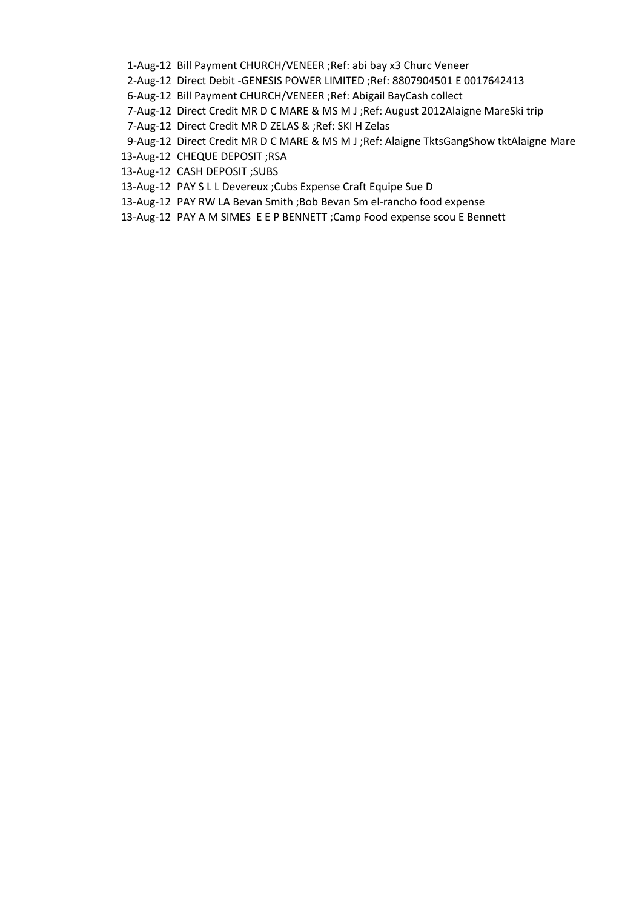| | |
|---|---|
| 1-Aug-12 | Bill Payment CHURCH/VENEER ;Ref: abi bay x3 Churc Veneer |
| 2-Aug-12 | Direct Debit -GENESIS POWER LIMITED ;Ref: 8807904501 E 0017642413 |
| 6-Aug-12 | Bill Payment CHURCH/VENEER ;Ref: Abigail BayCash collect |
| 7-Aug-12 | Direct Credit MR D C MARE & MS M J ;Ref: August 2012Alaigne MareSki trip |
| 7-Aug-12 | Direct Credit MR D ZELAS & ;Ref: SKI H Zelas |
| 9-Aug-12 | Direct Credit MR D C MARE & MS M J ;Ref: Alaigne TktsGangShow tktAlaigne Mare |
| 13-Aug-12 | CHEQUE DEPOSIT ;RSA |
| 13-Aug-12 | CASH DEPOSIT ;SUBS |
| 13-Aug-12 | PAY S L L Devereux ;Cubs Expense Craft Equipe Sue D |
| 13-Aug-12 | PAY RW LA Bevan Smith ;Bob Bevan Sm el-rancho food expense |
| 13-Aug-12 | PAY A M SIMES E E P BENNETT ;Camp Food expense scou E Bennett |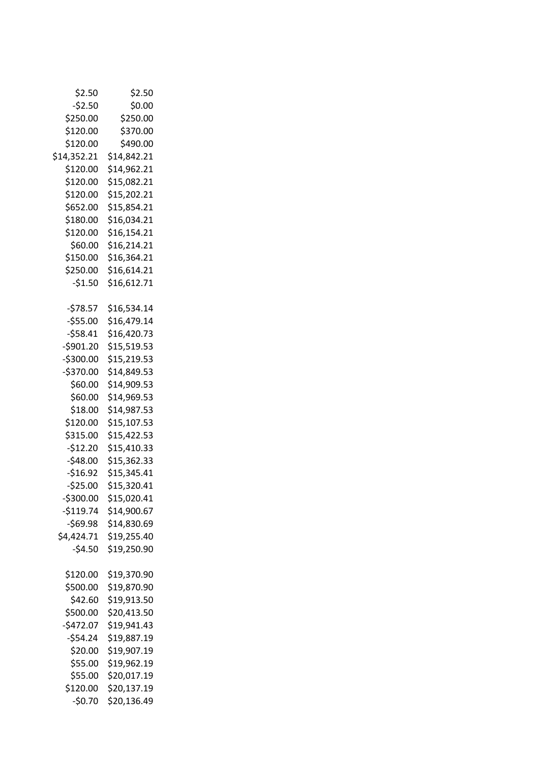| | |
|---|---|
| $2.50 | $2.50 |
| -$2.50 | $0.00 |
| $250.00 | $250.00 |
| $120.00 | $370.00 |
| $120.00 | $490.00 |
| $14,352.21 | $14,842.21 |
| $120.00 | $14,962.21 |
| $120.00 | $15,082.21 |
| $120.00 | $15,202.21 |
| $652.00 | $15,854.21 |
| $180.00 | $16,034.21 |
| $120.00 | $16,154.21 |
| $60.00 | $16,214.21 |
| $150.00 | $16,364.21 |
| $250.00 | $16,614.21 |
| -$1.50 | $16,612.71 |
| | |
| -$78.57 | $16,534.14 |
| -$55.00 | $16,479.14 |
| -$58.41 | $16,420.73 |
| -$901.20 | $15,519.53 |
| -$300.00 | $15,219.53 |
| -$370.00 | $14,849.53 |
| $60.00 | $14,909.53 |
| $60.00 | $14,969.53 |
| $18.00 | $14,987.53 |
| $120.00 | $15,107.53 |
| $315.00 | $15,422.53 |
| -$12.20 | $15,410.33 |
| -$48.00 | $15,362.33 |
| -$16.92 | $15,345.41 |
| -$25.00 | $15,320.41 |
| -$300.00 | $15,020.41 |
| -$119.74 | $14,900.67 |
| -$69.98 | $14,830.69 |
| $4,424.71 | $19,255.40 |
| -$4.50 | $19,250.90 |
| | |
| $120.00 | $19,370.90 |
| $500.00 | $19,870.90 |
| $42.60 | $19,913.50 |
| $500.00 | $20,413.50 |
| -$472.07 | $19,941.43 |
| -$54.24 | $19,887.19 |
| $20.00 | $19,907.19 |
| $55.00 | $19,962.19 |
| $55.00 | $20,017.19 |
| $120.00 | $20,137.19 |
| -$0.70 | $20,136.49 |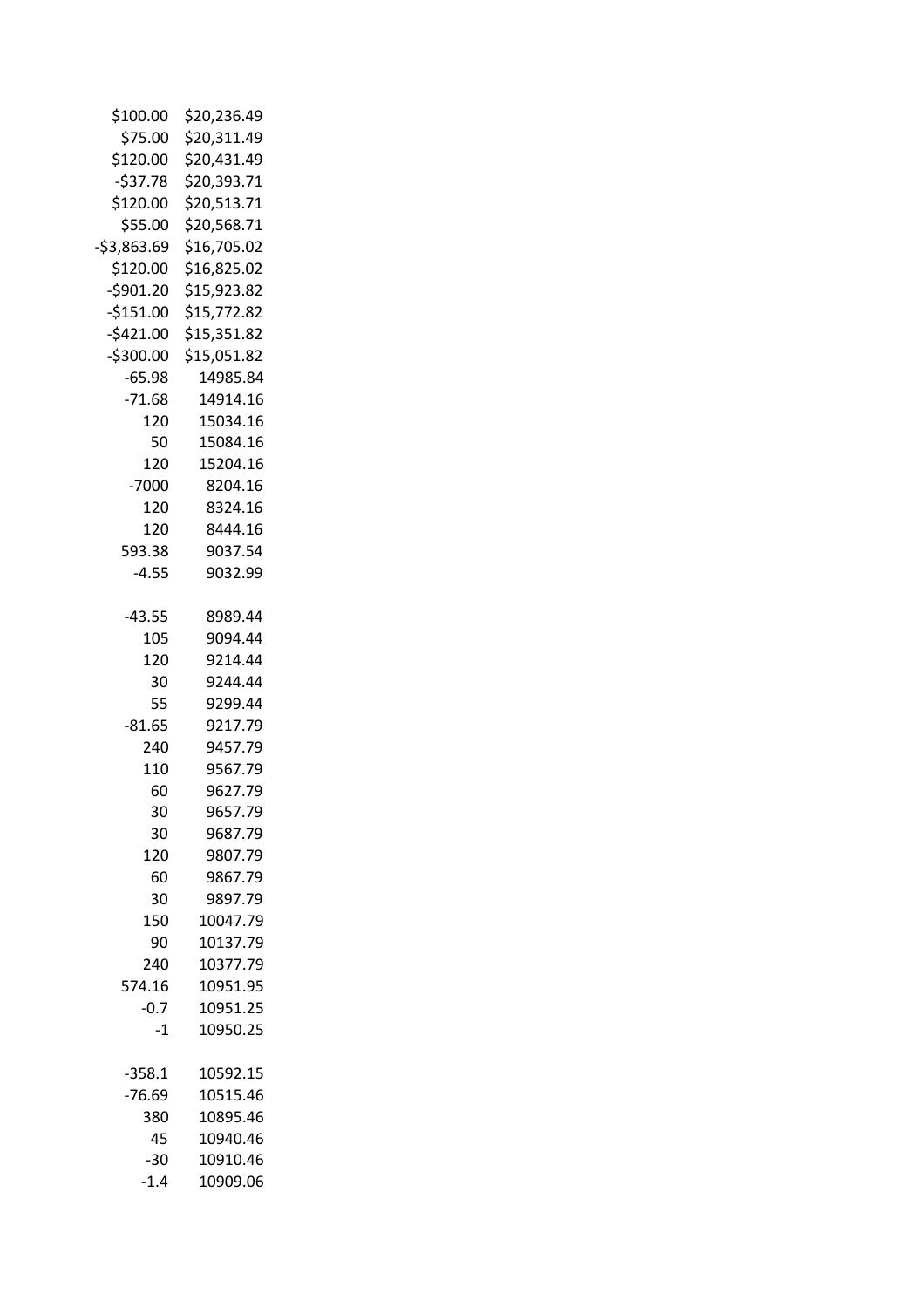| | |
|---|---|
| $100.00 | $20,236.49 |
| $75.00 | $20,311.49 |
| $120.00 | $20,431.49 |
| -$37.78 | $20,393.71 |
| $120.00 | $20,513.71 |
| $55.00 | $20,568.71 |
| -$3,863.69 | $16,705.02 |
| $120.00 | $16,825.02 |
| -$901.20 | $15,923.82 |
| -$151.00 | $15,772.82 |
| -$421.00 | $15,351.82 |
| -$300.00 | $15,051.82 |
| -65.98 | 14985.84 |
| -71.68 | 14914.16 |
| 120 | 15034.16 |
| 50 | 15084.16 |
| 120 | 15204.16 |
| -7000 | 8204.16 |
| 120 | 8324.16 |
| 120 | 8444.16 |
| 593.38 | 9037.54 |
| -4.55 | 9032.99 |
| | |
| -43.55 | 8989.44 |
| 105 | 9094.44 |
| 120 | 9214.44 |
| 30 | 9244.44 |
| 55 | 9299.44 |
| -81.65 | 9217.79 |
| 240 | 9457.79 |
| 110 | 9567.79 |
| 60 | 9627.79 |
| 30 | 9657.79 |
| 30 | 9687.79 |
| 120 | 9807.79 |
| 60 | 9867.79 |
| 30 | 9897.79 |
| 150 | 10047.79 |
| 90 | 10137.79 |
| 240 | 10377.79 |
| 574.16 | 10951.95 |
| -0.7 | 10951.25 |
| -1 | 10950.25 |
| | |
| -358.1 | 10592.15 |
| -76.69 | 10515.46 |
| 380 | 10895.46 |
| 45 | 10940.46 |
| -30 | 10910.46 |
| -1.4 | 10909.06 |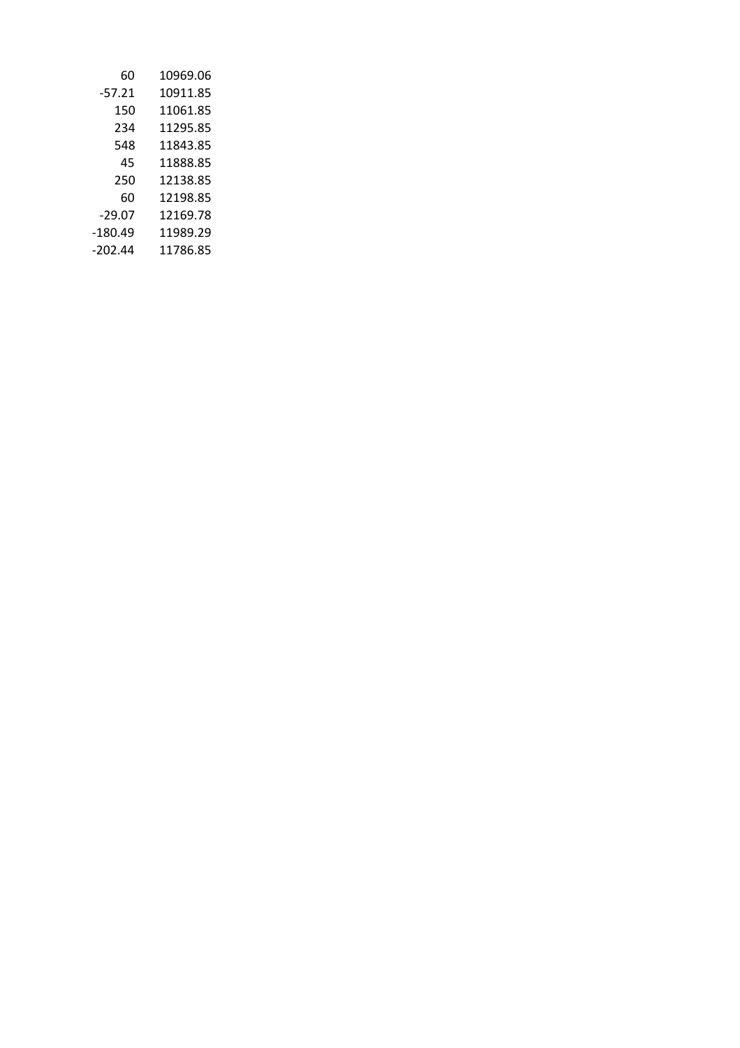| | |
|---|---|
| 60 | 10969.06 |
| -57.21 | 10911.85 |
| 150 | 11061.85 |
| 234 | 11295.85 |
| 548 | 11843.85 |
| 45 | 11888.85 |
| 250 | 12138.85 |
| 60 | 12198.85 |
| -29.07 | 12169.78 |
| -180.49 | 11989.29 |
| -202.44 | 11786.85 |